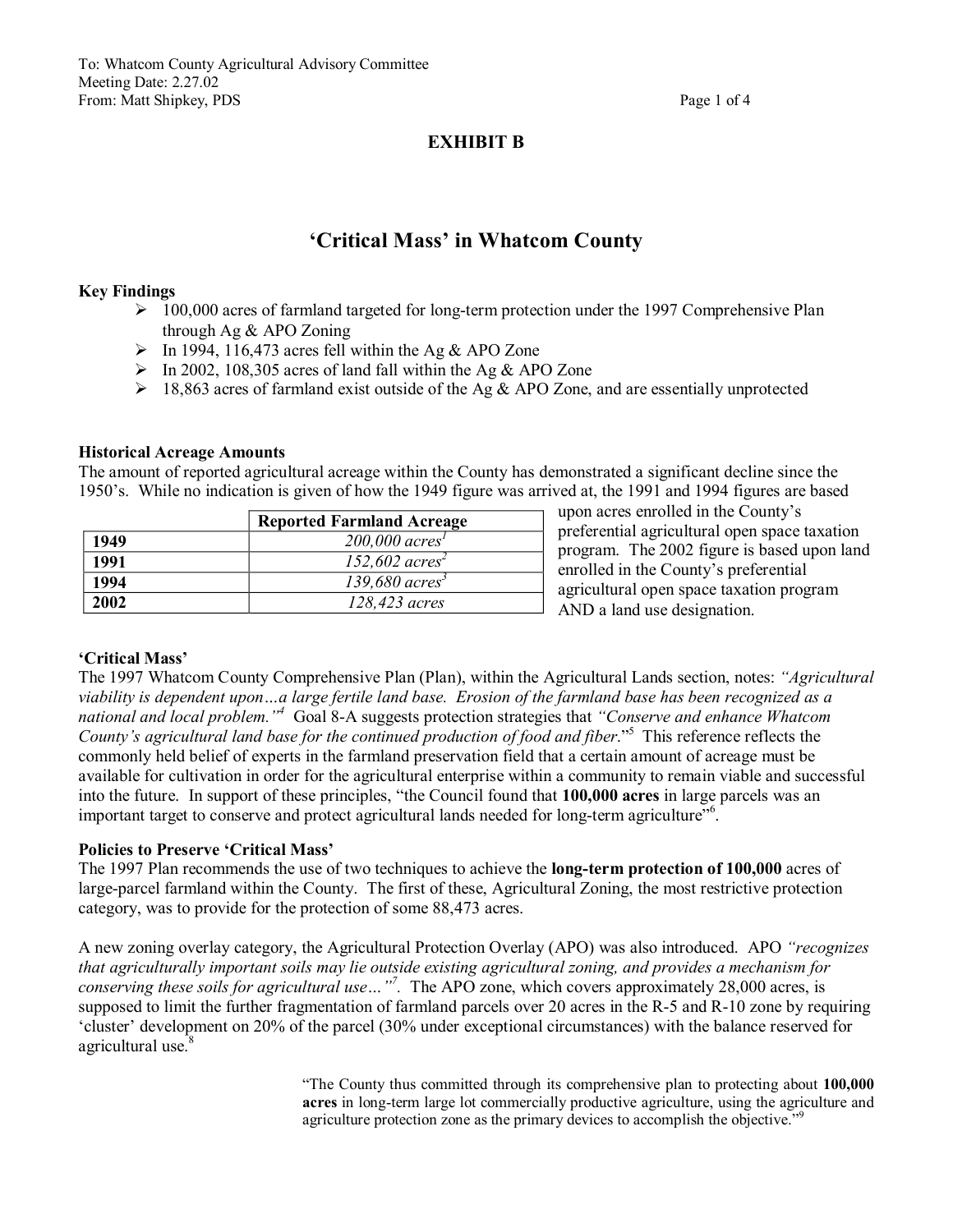To: Whatcom County Agricultural Advisory Committee
Meeting Date: 2.27.02
From: Matt Shipkey, PDS

**EXHIBIT B**

# 'Critical Mass' in Whatcom County

**Key Findings**

- 100,000 acres of farmland targeted for long-term protection under the 1997 Comprehensive Plan through Ag & APO Zoning
- In 1994, 116,473 acres fell within the Ag & APO Zone
- In 2002, 108,305 acres of land fall within the Ag & APO Zone
- 18,863 acres of farmland exist outside of the Ag & APO Zone, and are essentially unprotected

**Historical Acreage Amounts**

The amount of reported agricultural acreage within the County has demonstrated a significant decline since the 1950's. While no indication is given of how the 1949 figure was arrived at, the 1991 and 1994 figures are based upon acres enrolled in the County's preferential agricultural open space taxation program. The 2002 figure is based upon land enrolled in the County's preferential agricultural open space taxation program AND a land use designation.

| | Reported Farmland Acreage |
|---|---|
| **1949** | *200,000 acres*[1] |
| **1991** | *152,602 acres*[2] |
| **1994** | *139,680 acres*[3] |
| **2002** | *128,423 acres* |

**'Critical Mass'**

The 1997 Whatcom County Comprehensive Plan (Plan), within the Agricultural Lands section, notes: *"Agricultural viability is dependent upon…a large fertile land base. Erosion of the farmland base has been recognized as a national and local problem."*[4] Goal 8-A suggests protection strategies that *"Conserve and enhance Whatcom County's agricultural land base for the continued production of food and fiber*."[5] This reference reflects the commonly held belief of experts in the farmland preservation field that a certain amount of acreage must be available for cultivation in order for the agricultural enterprise within a community to remain viable and successful into the future. In support of these principles, "the Council found that **100,000 acres** in large parcels was an important target to conserve and protect agricultural lands needed for long-term agriculture"[6].

**Policies to Preserve 'Critical Mass'**

The 1997 Plan recommends the use of two techniques to achieve the **long-term protection of 100,000** acres of large-parcel farmland within the County. The first of these, Agricultural Zoning, the most restrictive protection category, was to provide for the protection of some 88,473 acres.

A new zoning overlay category, the Agricultural Protection Overlay (APO) was also introduced. APO *"recognizes that agriculturally important soils may lie outside existing agricultural zoning, and provides a mechanism for conserving these soils for agricultural use…"*[7]. The APO zone, which covers approximately 28,000 acres, is supposed to limit the further fragmentation of farmland parcels over 20 acres in the R-5 and R-10 zone by requiring 'cluster' development on 20% of the parcel (30% under exceptional circumstances) with the balance reserved for agricultural use.[8]

> "The County thus committed through its comprehensive plan to protecting about **100,000 acres** in long-term large lot commercially productive agriculture, using the agriculture and agriculture protection zone as the primary devices to accomplish the objective."[9]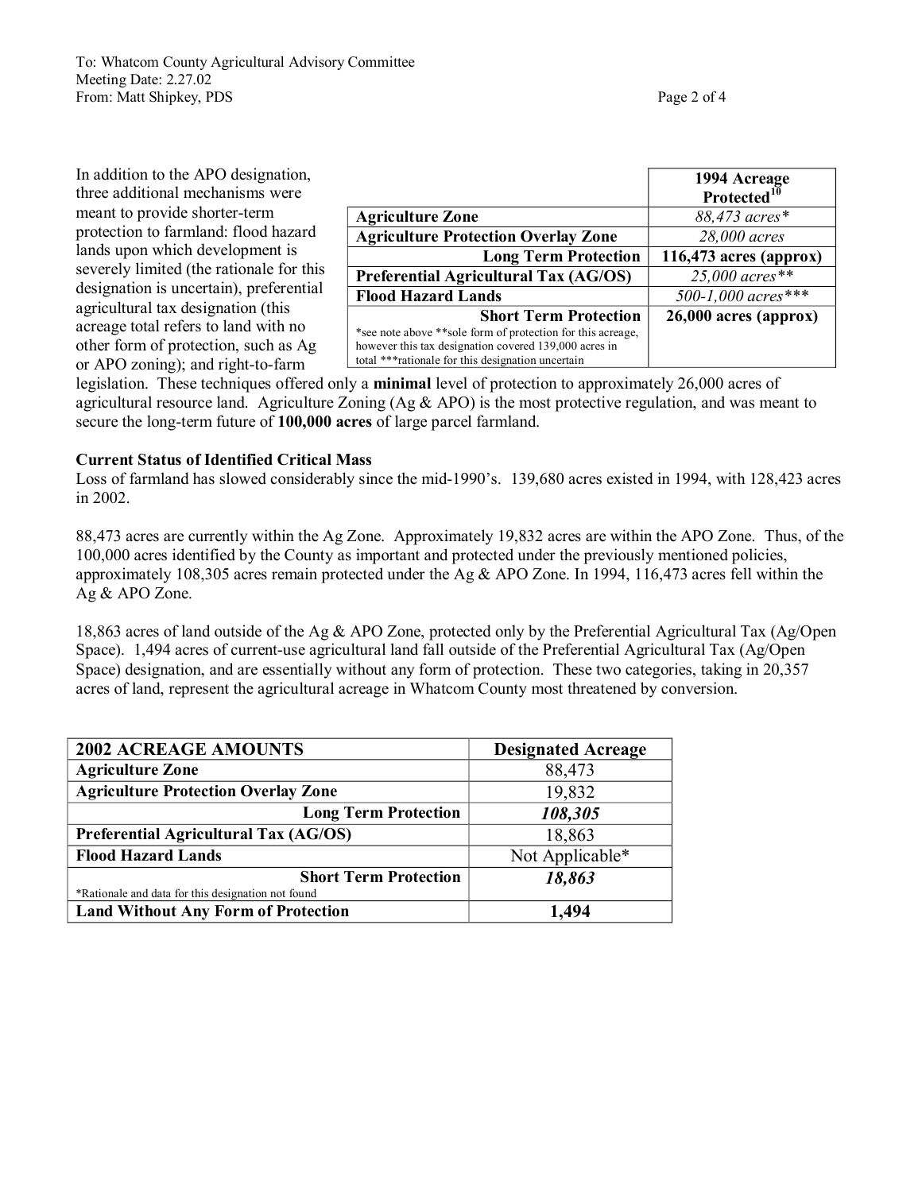In addition to the APO designation, three additional mechanisms were meant to provide shorter-term protection to farmland: flood hazard lands upon which development is severely limited (the rationale for this designation is uncertain), preferential agricultural tax designation (this acreage total refers to land with no other form of protection, such as Ag or APO zoning); and right-to-farm legislation. These techniques offered only a **minimal** level of protection to approximately 26,000 acres of agricultural resource land. Agriculture Zoning (Ag & APO) is the most protective regulation, and was meant to secure the long-term future of **100,000 acres** of large parcel farmland.

| | 1994 Acreage Protected[10] |
|---|---|
| **Agriculture Zone** | *88,473 acres\** |
| **Agriculture Protection Overlay Zone** | *28,000 acres* |
| **Long Term Protection** | **116,473 acres (approx)** |
| **Preferential Agricultural Tax (AG/OS)** | *25,000 acres\*\** |
| **Flood Hazard Lands** | *500-1,000 acres\*\*\** |
| **Short Term Protection** | **26,000 acres (approx)** |

\*see note above \*\*sole form of protection for this acreage, however this tax designation covered 139,000 acres in total \*\*\*rationale for this designation uncertain

**Current Status of Identified Critical Mass**

Loss of farmland has slowed considerably since the mid-1990's. 139,680 acres existed in 1994, with 128,423 acres in 2002.

88,473 acres are currently within the Ag Zone. Approximately 19,832 acres are within the APO Zone. Thus, of the 100,000 acres identified by the County as important and protected under the previously mentioned policies, approximately 108,305 acres remain protected under the Ag & APO Zone. In 1994, 116,473 acres fell within the Ag & APO Zone.

18,863 acres of land outside of the Ag & APO Zone, protected only by the Preferential Agricultural Tax (Ag/Open Space). 1,494 acres of current-use agricultural land fall outside of the Preferential Agricultural Tax (Ag/Open Space) designation, and are essentially without any form of protection. These two categories, taking in 20,357 acres of land, represent the agricultural acreage in Whatcom County most threatened by conversion.

| 2002 ACREAGE AMOUNTS | Designated Acreage |
|---|---|
| **Agriculture Zone** | 88,473 |
| **Agriculture Protection Overlay Zone** | 19,832 |
| **Long Term Protection** | ***108,305*** |
| **Preferential Agricultural Tax (AG/OS)** | 18,863 |
| **Flood Hazard Lands** | Not Applicable\* |
| **Short Term Protection** | ***18,863*** |
| **Land Without Any Form of Protection** | **1,494** |

\*Rationale and data for this designation not found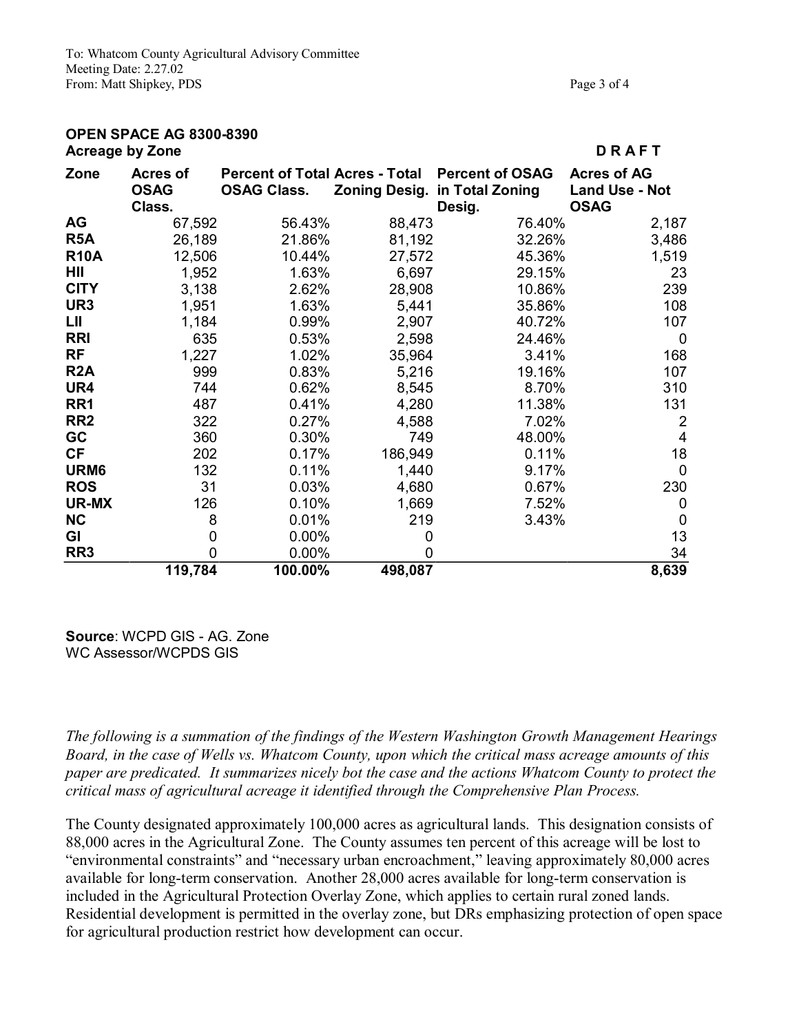**OPEN SPACE AG 8300-8390**
**Acreage by Zone** **DRAFT**

| Zone | Acres of OSAG Class. | Percent of Total OSAG Class. | Acres - Total Zoning Desig. | Percent of OSAG in Total Zoning Desig. | Acres of AG Land Use - Not OSAG |
|---|---|---|---|---|---|
| **AG** | 67,592 | 56.43% | 88,473 | 76.40% | 2,187 |
| **R5A** | 26,189 | 21.86% | 81,192 | 32.26% | 3,486 |
| **R10A** | 12,506 | 10.44% | 27,572 | 45.36% | 1,519 |
| **HII** | 1,952 | 1.63% | 6,697 | 29.15% | 23 |
| **CITY** | 3,138 | 2.62% | 28,908 | 10.86% | 239 |
| **UR3** | 1,951 | 1.63% | 5,441 | 35.86% | 108 |
| **LII** | 1,184 | 0.99% | 2,907 | 40.72% | 107 |
| **RRI** | 635 | 0.53% | 2,598 | 24.46% | 0 |
| **RF** | 1,227 | 1.02% | 35,964 | 3.41% | 168 |
| **R2A** | 999 | 0.83% | 5,216 | 19.16% | 107 |
| **UR4** | 744 | 0.62% | 8,545 | 8.70% | 310 |
| **RR1** | 487 | 0.41% | 4,280 | 11.38% | 131 |
| **RR2** | 322 | 0.27% | 4,588 | 7.02% | 2 |
| **GC** | 360 | 0.30% | 749 | 48.00% | 4 |
| **CF** | 202 | 0.17% | 186,949 | 0.11% | 18 |
| **URM6** | 132 | 0.11% | 1,440 | 9.17% | 0 |
| **ROS** | 31 | 0.03% | 4,680 | 0.67% | 230 |
| **UR-MX** | 126 | 0.10% | 1,669 | 7.52% | 0 |
| **NC** | 8 | 0.01% | 219 | 3.43% | 0 |
| **GI** | 0 | 0.00% | 0 | | 13 |
| **RR3** | 0 | 0.00% | 0 | | 34 |
| | **119,784** | **100.00%** | **498,087** | | **8,639** |

**Source**: WCPD GIS - AG. Zone
WC Assessor/WCPDS GIS

*The following is a summation of the findings of the Western Washington Growth Management Hearings Board, in the case of Wells vs. Whatcom County, upon which the critical mass acreage amounts of this paper are predicated. It summarizes nicely bot the case and the actions Whatcom County to protect the critical mass of agricultural acreage it identified through the Comprehensive Plan Process.*

The County designated approximately 100,000 acres as agricultural lands. This designation consists of 88,000 acres in the Agricultural Zone. The County assumes ten percent of this acreage will be lost to "environmental constraints" and "necessary urban encroachment," leaving approximately 80,000 acres available for long-term conservation. Another 28,000 acres available for long-term conservation is included in the Agricultural Protection Overlay Zone, which applies to certain rural zoned lands. Residential development is permitted in the overlay zone, but DRs emphasizing protection of open space for agricultural production restrict how development can occur.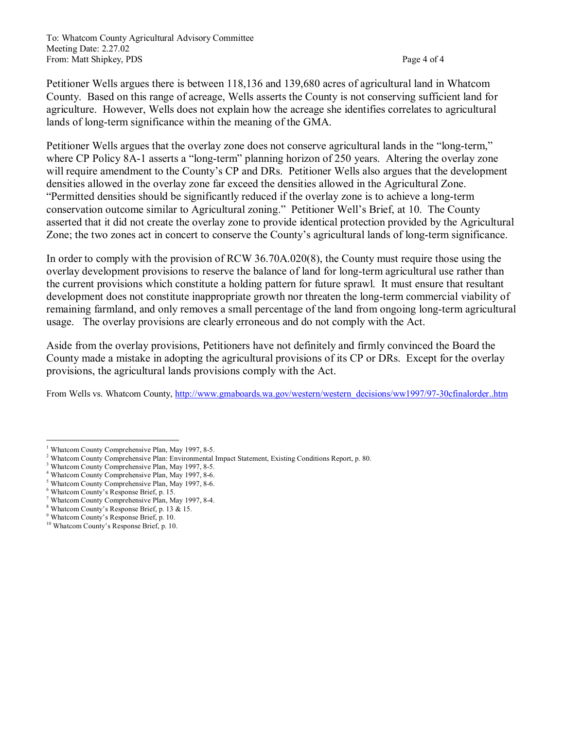Petitioner Wells argues there is between 118,136 and 139,680 acres of agricultural land in Whatcom County. Based on this range of acreage, Wells asserts the County is not conserving sufficient land for agriculture. However, Wells does not explain how the acreage she identifies correlates to agricultural lands of long-term significance within the meaning of the GMA.

Petitioner Wells argues that the overlay zone does not conserve agricultural lands in the "long-term," where CP Policy 8A-1 asserts a "long-term" planning horizon of 250 years. Altering the overlay zone will require amendment to the County's CP and DRs. Petitioner Wells also argues that the development densities allowed in the overlay zone far exceed the densities allowed in the Agricultural Zone. "Permitted densities should be significantly reduced if the overlay zone is to achieve a long-term conservation outcome similar to Agricultural zoning." Petitioner Well's Brief, at 10. The County asserted that it did not create the overlay zone to provide identical protection provided by the Agricultural Zone; the two zones act in concert to conserve the County's agricultural lands of long-term significance.

In order to comply with the provision of RCW 36.70A.020(8), the County must require those using the overlay development provisions to reserve the balance of land for long-term agricultural use rather than the current provisions which constitute a holding pattern for future sprawl. It must ensure that resultant development does not constitute inappropriate growth nor threaten the long-term commercial viability of remaining farmland, and only removes a small percentage of the land from ongoing long-term agricultural usage. The overlay provisions are clearly erroneous and do not comply with the Act.

Aside from the overlay provisions, Petitioners have not definitely and firmly convinced the Board the County made a mistake in adopting the agricultural provisions of its CP or DRs. Except for the overlay provisions, the agricultural lands provisions comply with the Act.

From Wells vs. Whatcom County, http://www.gmaboards.wa.gov/western/western_decisions/ww1997/97-30cfinalorder..htm

---

[1] Whatcom County Comprehensive Plan, May 1997, 8-5.
[2] Whatcom County Comprehensive Plan: Environmental Impact Statement, Existing Conditions Report, p. 80.
[3] Whatcom County Comprehensive Plan, May 1997, 8-5.
[4] Whatcom County Comprehensive Plan, May 1997, 8-6.
[5] Whatcom County Comprehensive Plan, May 1997, 8-6.
[6] Whatcom County's Response Brief, p. 15.
[7] Whatcom County Comprehensive Plan, May 1997, 8-4.
[8] Whatcom County's Response Brief, p. 13 & 15.
[9] Whatcom County's Response Brief, p. 10.
[10] Whatcom County's Response Brief, p. 10.